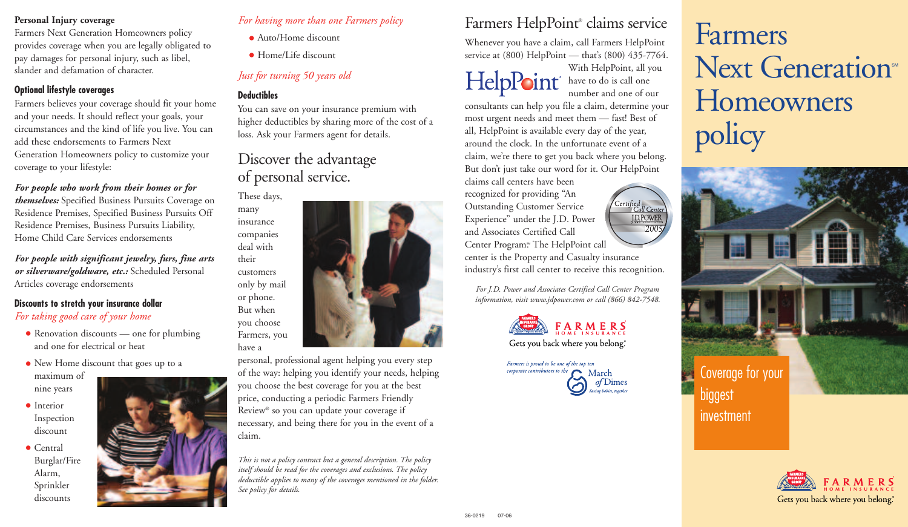**Personal Injury coverage**

Farmers Next Generation Homeowners policy provides coverage when you are legally obligated to pay damages for personal injury, such as libel, slander and defamation of character.

### Optional lifestyle coverages

Farmers believes your coverage should fit your home and your needs. It should reflect your goals, your circumstances and the kind of life you live. You can add these endorsements to Farmers Next Generation Homeowners policy to customize your coverage to your lifestyle:

***For people who work from their homes or for themselves:*** Specified Business Pursuits Coverage on Residence Premises, Specified Business Pursuits Off Residence Premises, Business Pursuits Liability, Home Child Care Services endorsements

***For people with significant jewelry, furs, fine arts or silverware/goldware, etc.:*** Scheduled Personal Articles coverage endorsements

### Discounts to stretch your insurance dollar

*For taking good care of your home*

- Renovation discounts — one for plumbing and one for electrical or heat
- New Home discount that goes up to a maximum of nine years
- Interior Inspection discount
- Central Burglar/Fire Alarm, Sprinkler discounts

*For having more than one Farmers policy*

- Auto/Home discount
- Home/Life discount

*Just for turning 50 years old*

### Deductibles

You can save on your insurance premium with higher deductibles by sharing more of the cost of a loss. Ask your Farmers agent for details.

## Discover the advantage of personal service.

These days, many insurance companies deal with their customers only by mail or phone. But when you choose Farmers, you have a personal, professional agent helping you every step of the way: helping you identify your needs, helping you choose the best coverage for you at the best price, conducting a periodic Farmers Friendly Review® so you can update your coverage if necessary, and being there for you in the event of a claim.

*This is not a policy contract but a general description. The policy itself should be read for the coverages and exclusions. The policy deductible applies to many of the coverages mentioned in the folder. See policy for details.*

## Farmers HelpPoint® claims service

Whenever you have a claim, call Farmers HelpPoint service at (800) HelpPoint — that's (800) 435-7764.

HelpPoint®

With HelpPoint, all you have to do is call one number and one of our consultants can help you file a claim, determine your most urgent needs and meet them — fast! Best of all, HelpPoint is available every day of the year, around the clock. In the unfortunate event of a claim, we're there to get you back where you belong. But don't just take our word for it. Our HelpPoint claims call centers have been recognized for providing "An Outstanding Customer Service Experience" under the J.D. Power and Associates Certified Call Center Program.℠ The HelpPoint call center is the Property and Casualty insurance industry's first call center to receive this recognition.

Certified Call Center J.D. POWER 2005

*For J.D. Power and Associates Certified Call Center Program information, visit www.jdpower.com or call (866) 842-7548.*

FARMERS HOME INSURANCE
Gets you back where you belong.®

*Farmers is proud to be one of the top ten corporate contributors to the* March of Dimes *Saving babies, together*

36-0219 07-06

# Farmers Next Generation℠ Homeowners policy

Coverage for your biggest investment

FARMERS HOME INSURANCE
Gets you back where you belong.®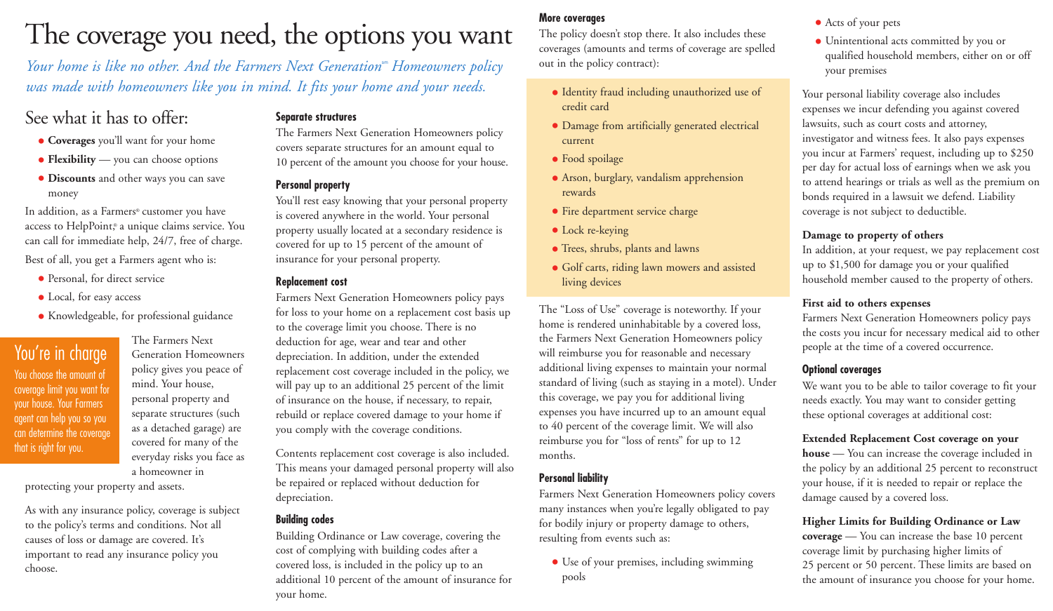# The coverage you need, the options you want

*Your home is like no other. And the Farmers Next Generation℠ Homeowners policy was made with homeowners like you in mind. It fits your home and your needs.*

## See what it has to offer:

- **Coverages** you'll want for your home
- **Flexibility** — you can choose options
- **Discounts** and other ways you can save money

In addition, as a Farmers® customer you have access to HelpPoint,® a unique claims service. You can call for immediate help, 24/7, free of charge.

Best of all, you get a Farmers agent who is:

- Personal, for direct service
- Local, for easy access
- Knowledgeable, for professional guidance

### You're in charge

You choose the amount of coverage limit you want for your house. Your Farmers agent can help you so you can determine the coverage that is right for you.

The Farmers Next Generation Homeowners policy gives you peace of mind. Your house, personal property and separate structures (such as a detached garage) are covered for many of the everyday risks you face as a homeowner in protecting your property and assets.

As with any insurance policy, coverage is subject to the policy's terms and conditions. Not all causes of loss or damage are covered. It's important to read any insurance policy you choose.

### Separate structures

The Farmers Next Generation Homeowners policy covers separate structures for an amount equal to 10 percent of the amount you choose for your house.

### Personal property

You'll rest easy knowing that your personal property is covered anywhere in the world. Your personal property usually located at a secondary residence is covered for up to 15 percent of the amount of insurance for your personal property.

### Replacement cost

Farmers Next Generation Homeowners policy pays for loss to your home on a replacement cost basis up to the coverage limit you choose. There is no deduction for age, wear and tear and other depreciation. In addition, under the extended replacement cost coverage included in the policy, we will pay up to an additional 25 percent of the limit of insurance on the house, if necessary, to repair, rebuild or replace covered damage to your home if you comply with the coverage conditions.

Contents replacement cost coverage is also included. This means your damaged personal property will also be repaired or replaced without deduction for depreciation.

### Building codes

Building Ordinance or Law coverage, covering the cost of complying with building codes after a covered loss, is included in the policy up to an additional 10 percent of the amount of insurance for your home.

### More coverages

The policy doesn't stop there. It also includes these coverages (amounts and terms of coverage are spelled out in the policy contract):

- Identity fraud including unauthorized use of credit card
- Damage from artificially generated electrical current
- Food spoilage
- Arson, burglary, vandalism apprehension rewards
- Fire department service charge
- Lock re-keying
- Trees, shrubs, plants and lawns
- Golf carts, riding lawn mowers and assisted living devices

The "Loss of Use" coverage is noteworthy. If your home is rendered uninhabitable by a covered loss, the Farmers Next Generation Homeowners policy will reimburse you for reasonable and necessary additional living expenses to maintain your normal standard of living (such as staying in a motel). Under this coverage, we pay you for additional living expenses you have incurred up to an amount equal to 40 percent of the coverage limit. We will also reimburse you for "loss of rents" for up to 12 months.

### Personal liability

Farmers Next Generation Homeowners policy covers many instances when you're legally obligated to pay for bodily injury or property damage to others, resulting from events such as:

- Use of your premises, including swimming pools
- Acts of your pets
- Unintentional acts committed by you or qualified household members, either on or off your premises

Your personal liability coverage also includes expenses we incur defending you against covered lawsuits, such as court costs and attorney, investigator and witness fees. It also pays expenses you incur at Farmers' request, including up to $250 per day for actual loss of earnings when we ask you to attend hearings or trials as well as the premium on bonds required in a lawsuit we defend. Liability coverage is not subject to deductible.

**Damage to property of others**
In addition, at your request, we pay replacement cost up to $1,500 for damage you or your qualified household member caused to the property of others.

**First aid to others expenses**
Farmers Next Generation Homeowners policy pays the costs you incur for necessary medical aid to other people at the time of a covered occurrence.

### Optional coverages

We want you to be able to tailor coverage to fit your needs exactly. You may want to consider getting these optional coverages at additional cost:

**Extended Replacement Cost coverage on your house** — You can increase the coverage included in the policy by an additional 25 percent to reconstruct your house, if it is needed to repair or replace the damage caused by a covered loss.

**Higher Limits for Building Ordinance or Law coverage** — You can increase the base 10 percent coverage limit by purchasing higher limits of 25 percent or 50 percent. These limits are based on the amount of insurance you choose for your home.